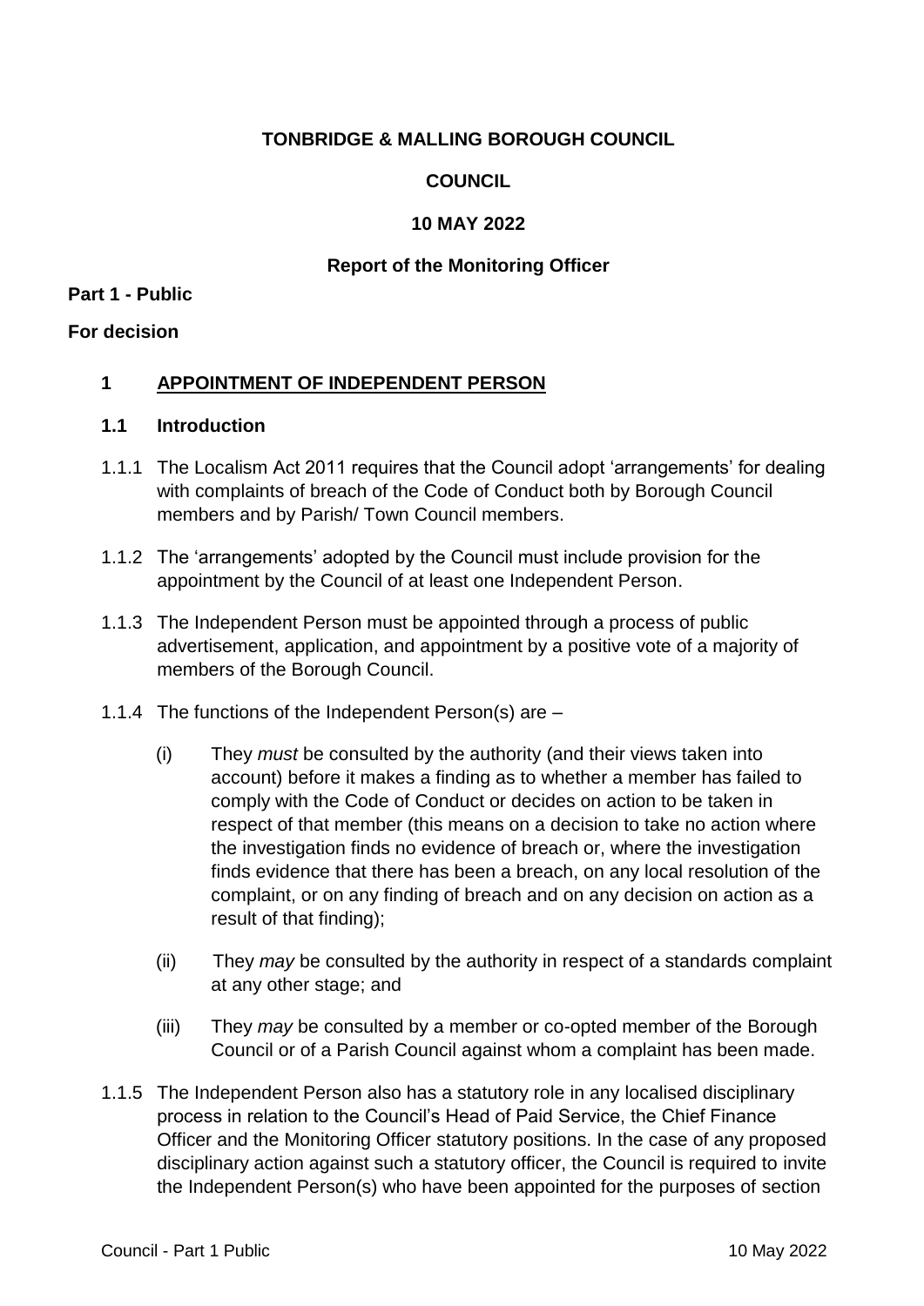**TONBRIDGE & MALLING BOROUGH COUNCIL**

**COUNCIL**

**10 MAY 2022**

**Report of the Monitoring Officer**

**Part 1 - Public**

**For decision**

## 1 APPOINTMENT OF INDEPENDENT PERSON

### 1.1 Introduction

1.1.1 The Localism Act 2011 requires that the Council adopt 'arrangements' for dealing with complaints of breach of the Code of Conduct both by Borough Council members and by Parish/ Town Council members.

1.1.2 The 'arrangements' adopted by the Council must include provision for the appointment by the Council of at least one Independent Person.

1.1.3 The Independent Person must be appointed through a process of public advertisement, application, and appointment by a positive vote of a majority of members of the Borough Council.

1.1.4 The functions of the Independent Person(s) are –

(i) They *must* be consulted by the authority (and their views taken into account) before it makes a finding as to whether a member has failed to comply with the Code of Conduct or decides on action to be taken in respect of that member (this means on a decision to take no action where the investigation finds no evidence of breach or, where the investigation finds evidence that there has been a breach, on any local resolution of the complaint, or on any finding of breach and on any decision on action as a result of that finding);

(ii) They *may* be consulted by the authority in respect of a standards complaint at any other stage; and

(iii) They *may* be consulted by a member or co-opted member of the Borough Council or of a Parish Council against whom a complaint has been made.

1.1.5 The Independent Person also has a statutory role in any localised disciplinary process in relation to the Council's Head of Paid Service, the Chief Finance Officer and the Monitoring Officer statutory positions. In the case of any proposed disciplinary action against such a statutory officer, the Council is required to invite the Independent Person(s) who have been appointed for the purposes of section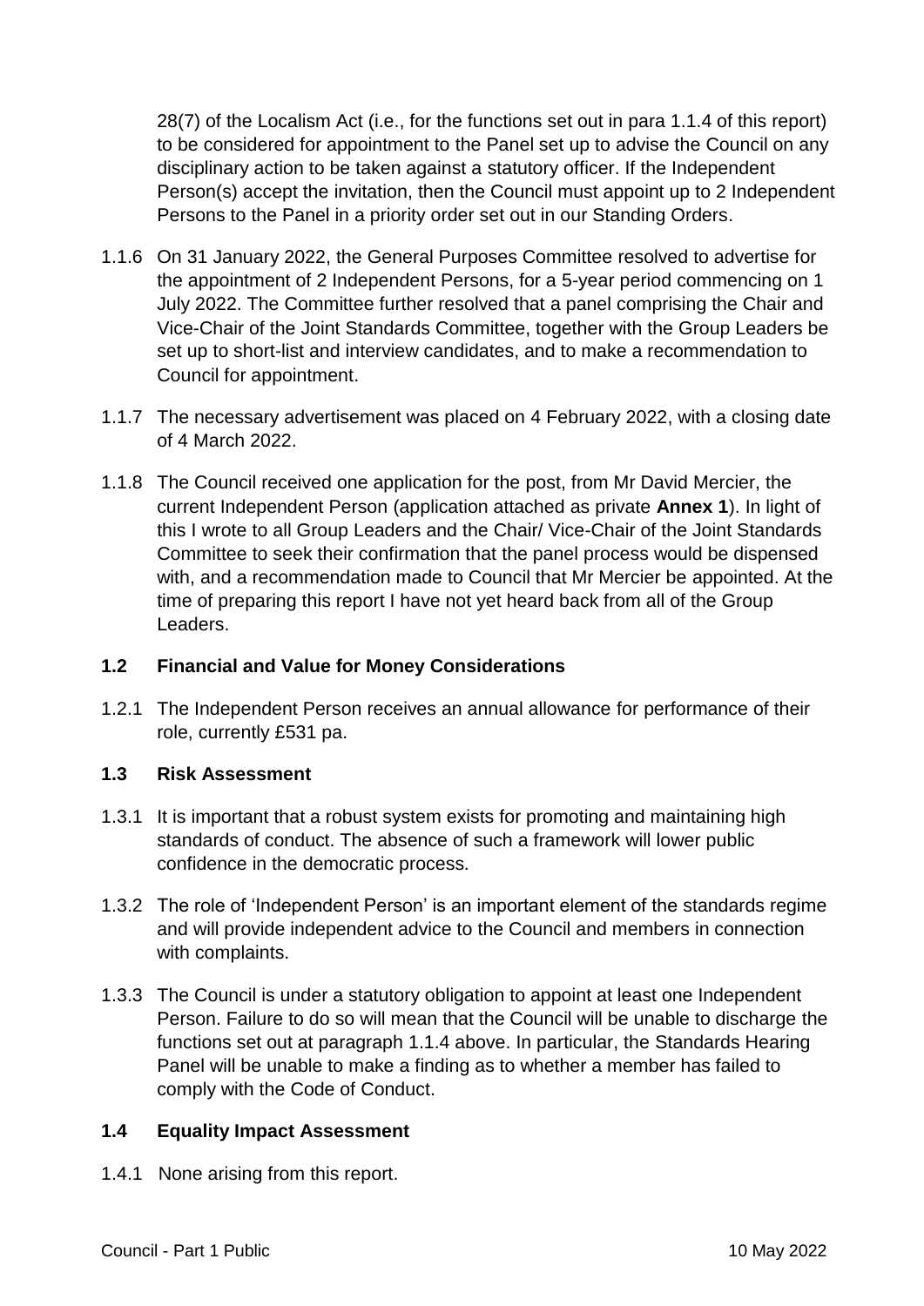28(7) of the Localism Act (i.e., for the functions set out in para 1.1.4 of this report) to be considered for appointment to the Panel set up to advise the Council on any disciplinary action to be taken against a statutory officer. If the Independent Person(s) accept the invitation, then the Council must appoint up to 2 Independent Persons to the Panel in a priority order set out in our Standing Orders.

1.1.6 On 31 January 2022, the General Purposes Committee resolved to advertise for the appointment of 2 Independent Persons, for a 5-year period commencing on 1 July 2022. The Committee further resolved that a panel comprising the Chair and Vice-Chair of the Joint Standards Committee, together with the Group Leaders be set up to short-list and interview candidates, and to make a recommendation to Council for appointment.

1.1.7 The necessary advertisement was placed on 4 February 2022, with a closing date of 4 March 2022.

1.1.8 The Council received one application for the post, from Mr David Mercier, the current Independent Person (application attached as private **Annex 1**). In light of this I wrote to all Group Leaders and the Chair/ Vice-Chair of the Joint Standards Committee to seek their confirmation that the panel process would be dispensed with, and a recommendation made to Council that Mr Mercier be appointed. At the time of preparing this report I have not yet heard back from all of the Group Leaders.

### 1.2 Financial and Value for Money Considerations

1.2.1 The Independent Person receives an annual allowance for performance of their role, currently £531 pa.

### 1.3 Risk Assessment

1.3.1 It is important that a robust system exists for promoting and maintaining high standards of conduct. The absence of such a framework will lower public confidence in the democratic process.

1.3.2 The role of 'Independent Person' is an important element of the standards regime and will provide independent advice to the Council and members in connection with complaints.

1.3.3 The Council is under a statutory obligation to appoint at least one Independent Person. Failure to do so will mean that the Council will be unable to discharge the functions set out at paragraph 1.1.4 above. In particular, the Standards Hearing Panel will be unable to make a finding as to whether a member has failed to comply with the Code of Conduct.

### 1.4 Equality Impact Assessment

1.4.1 None arising from this report.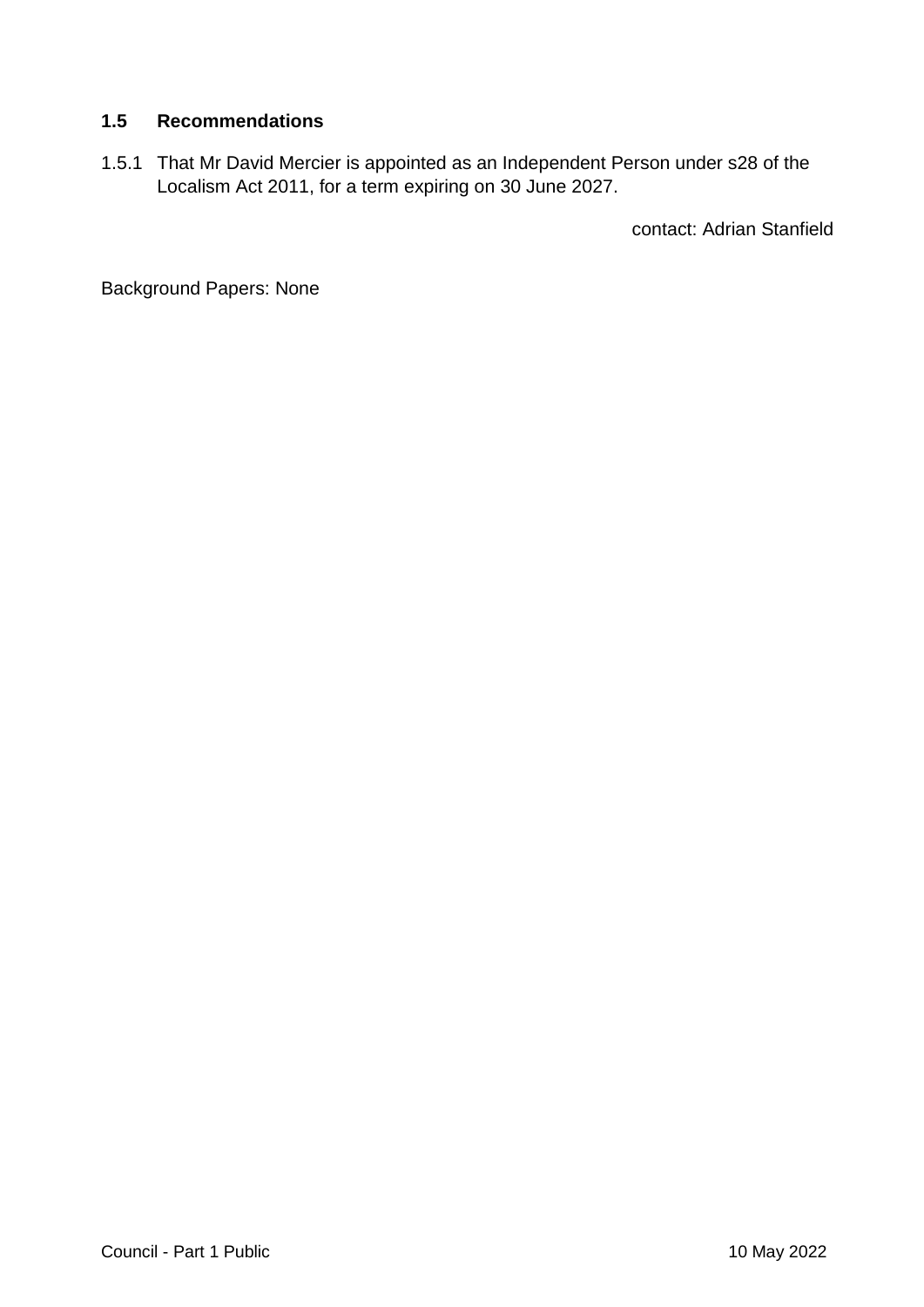### 1.5 Recommendations

1.5.1 That Mr David Mercier is appointed as an Independent Person under s28 of the Localism Act 2011, for a term expiring on 30 June 2027.

contact: Adrian Stanfield

Background Papers: None